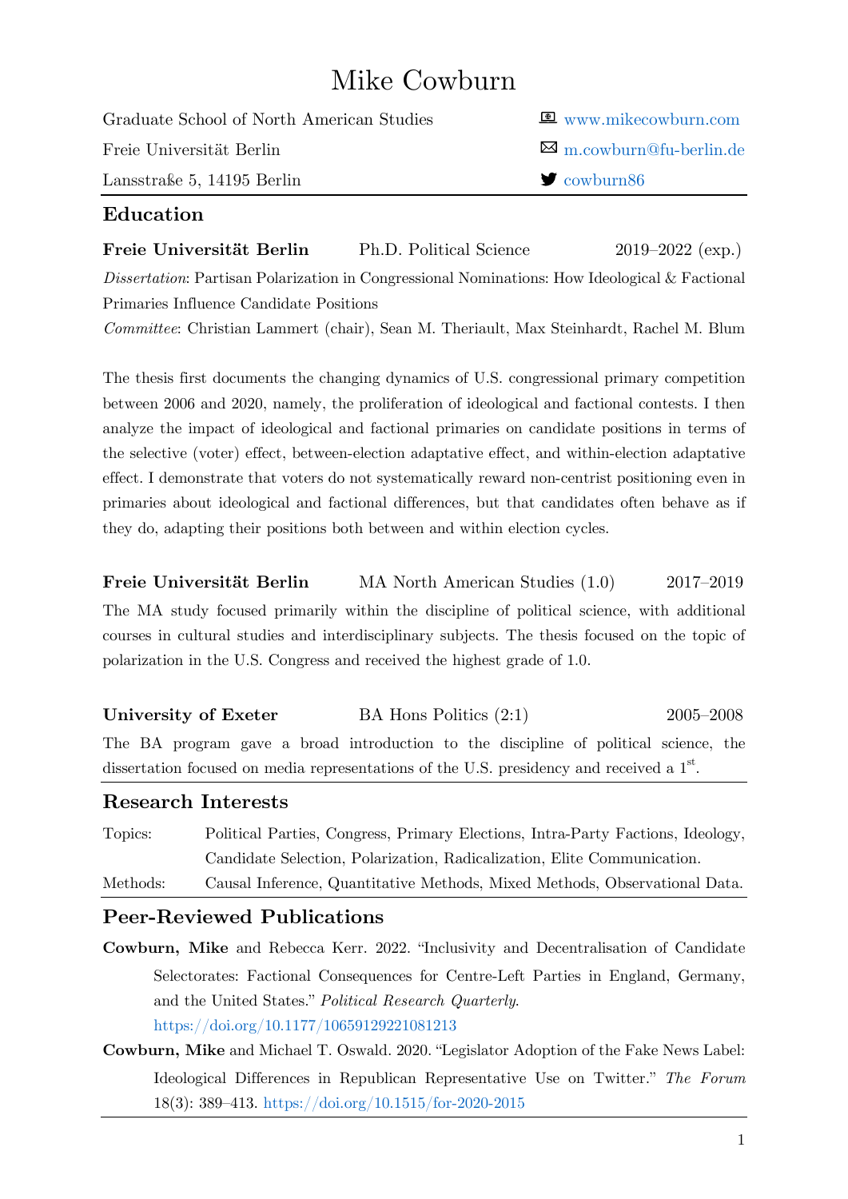# Mike Cowburn

Graduate School of North American Studies
Freie Universität Berlin
Lansstraße 5, 14195 Berlin

www.mikecowburn.com
m.cowburn@fu-berlin.de
cowburn86

## Education

**Freie Universität Berlin** Ph.D. Political Science 2019–2022 (exp.)

*Dissertation*: Partisan Polarization in Congressional Nominations: How Ideological & Factional Primaries Influence Candidate Positions

*Committee*: Christian Lammert (chair), Sean M. Theriault, Max Steinhardt, Rachel M. Blum

The thesis first documents the changing dynamics of U.S. congressional primary competition between 2006 and 2020, namely, the proliferation of ideological and factional contests. I then analyze the impact of ideological and factional primaries on candidate positions in terms of the selective (voter) effect, between-election adaptative effect, and within-election adaptative effect. I demonstrate that voters do not systematically reward non-centrist positioning even in primaries about ideological and factional differences, but that candidates often behave as if they do, adapting their positions both between and within election cycles.

**Freie Universität Berlin** MA North American Studies (1.0) 2017–2019

The MA study focused primarily within the discipline of political science, with additional courses in cultural studies and interdisciplinary subjects. The thesis focused on the topic of polarization in the U.S. Congress and received the highest grade of 1.0.

**University of Exeter** BA Hons Politics (2:1) 2005–2008

The BA program gave a broad introduction to the discipline of political science, the dissertation focused on media representations of the U.S. presidency and received a 1st.

## Research Interests

Topics: Political Parties, Congress, Primary Elections, Intra-Party Factions, Ideology, Candidate Selection, Polarization, Radicalization, Elite Communication.

Methods: Causal Inference, Quantitative Methods, Mixed Methods, Observational Data.

## Peer-Reviewed Publications

**Cowburn, Mike** and Rebecca Kerr. 2022. "Inclusivity and Decentralisation of Candidate Selectorates: Factional Consequences for Centre-Left Parties in England, Germany, and the United States." *Political Research Quarterly*. https://doi.org/10.1177/10659129221081213

**Cowburn, Mike** and Michael T. Oswald. 2020. "Legislator Adoption of the Fake News Label: Ideological Differences in Republican Representative Use on Twitter." *The Forum* 18(3): 389–413. https://doi.org/10.1515/for-2020-2015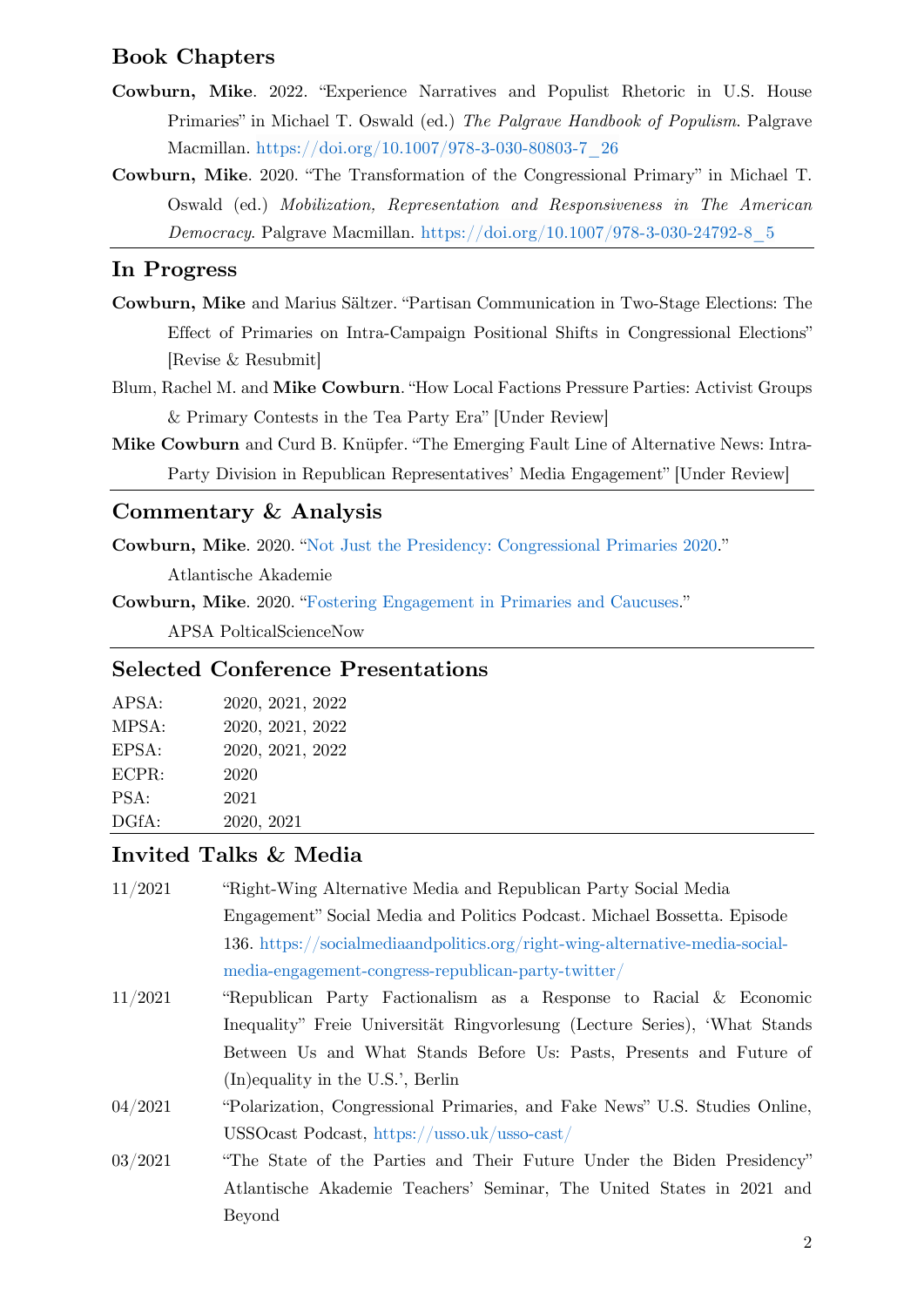## Book Chapters

**Cowburn, Mike**. 2022. “Experience Narratives and Populist Rhetoric in U.S. House Primaries” in Michael T. Oswald (ed.) *The Palgrave Handbook of Populism*. Palgrave Macmillan. https://doi.org/10.1007/978-3-030-80803-7_26

**Cowburn, Mike**. 2020. “The Transformation of the Congressional Primary” in Michael T. Oswald (ed.) *Mobilization, Representation and Responsiveness in The American Democracy*. Palgrave Macmillan. https://doi.org/10.1007/978-3-030-24792-8_5

## In Progress

**Cowburn, Mike** and Marius Sältzer. “Partisan Communication in Two-Stage Elections: The Effect of Primaries on Intra-Campaign Positional Shifts in Congressional Elections” [Revise & Resubmit]

Blum, Rachel M. and **Mike Cowburn**. “How Local Factions Pressure Parties: Activist Groups & Primary Contests in the Tea Party Era” [Under Review]

**Mike Cowburn** and Curd B. Knüpfer. “The Emerging Fault Line of Alternative News: Intra-Party Division in Republican Representatives’ Media Engagement” [Under Review]

## Commentary & Analysis

**Cowburn, Mike**. 2020. “Not Just the Presidency: Congressional Primaries 2020.” Atlantische Akademie

**Cowburn, Mike**. 2020. “Fostering Engagement in Primaries and Caucuses.” APSA PolticalScienceNow

## Selected Conference Presentations

| | |
|---|---|
| APSA: | 2020, 2021, 2022 |
| MPSA: | 2020, 2021, 2022 |
| EPSA: | 2020, 2021, 2022 |
| ECPR: | 2020 |
| PSA: | 2021 |
| DGfA: | 2020, 2021 |

## Invited Talks & Media

| | |
|---|---|
| 11/2021 | “Right-Wing Alternative Media and Republican Party Social Media Engagement” Social Media and Politics Podcast. Michael Bossetta. Episode 136. https://socialmediaandpolitics.org/right-wing-alternative-media-social-media-engagement-congress-republican-party-twitter/ |
| 11/2021 | “Republican Party Factionalism as a Response to Racial & Economic Inequality” Freie Universität Ringvorlesung (Lecture Series), ‘What Stands Between Us and What Stands Before Us: Pasts, Presents and Future of (In)equality in the U.S.’, Berlin |
| 04/2021 | “Polarization, Congressional Primaries, and Fake News” U.S. Studies Online, USSOcast Podcast, https://usso.uk/usso-cast/ |
| 03/2021 | “The State of the Parties and Their Future Under the Biden Presidency” Atlantische Akademie Teachers’ Seminar, The United States in 2021 and Beyond |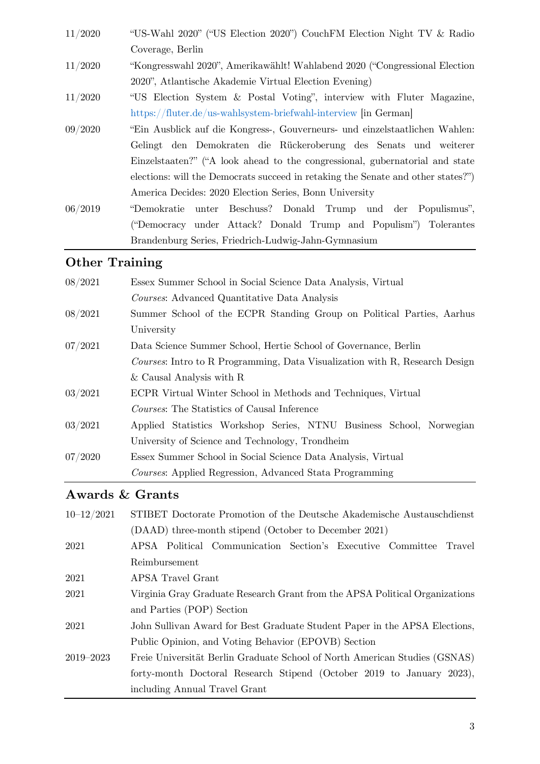11/2020 "US-Wahl 2020" ("US Election 2020") CouchFM Election Night TV & Radio Coverage, Berlin

11/2020 "Kongresswahl 2020", Amerikawählt! Wahlabend 2020 ("Congressional Election 2020", Atlantische Akademie Virtual Election Evening)

11/2020 "US Election System & Postal Voting", interview with Fluter Magazine, https://fluter.de/us-wahlsystem-briefwahl-interview [in German]

09/2020 "Ein Ausblick auf die Kongress-, Gouverneurs- und einzelstaatlichen Wahlen: Gelingt den Demokraten die Rückeroberung des Senats und weiterer Einzelstaaten?" ("A look ahead to the congressional, gubernatorial and state elections: will the Democrats succeed in retaking the Senate and other states?") America Decides: 2020 Election Series, Bonn University

06/2019 "Demokratie unter Beschuss? Donald Trump und der Populismus", ("Democracy under Attack? Donald Trump and Populism") Tolerantes Brandenburg Series, Friedrich-Ludwig-Jahn-Gymnasium

## Other Training

08/2021 Essex Summer School in Social Science Data Analysis, Virtual
*Courses*: Advanced Quantitative Data Analysis

08/2021 Summer School of the ECPR Standing Group on Political Parties, Aarhus University

07/2021 Data Science Summer School, Hertie School of Governance, Berlin
*Courses*: Intro to R Programming, Data Visualization with R, Research Design & Causal Analysis with R

03/2021 ECPR Virtual Winter School in Methods and Techniques, Virtual
*Courses*: The Statistics of Causal Inference

03/2021 Applied Statistics Workshop Series, NTNU Business School, Norwegian University of Science and Technology, Trondheim

07/2020 Essex Summer School in Social Science Data Analysis, Virtual
*Courses*: Applied Regression, Advanced Stata Programming

## Awards & Grants

10–12/2021 STIBET Doctorate Promotion of the Deutsche Akademische Austauschdienst (DAAD) three-month stipend (October to December 2021)

2021 APSA Political Communication Section's Executive Committee Travel Reimbursement

2021 APSA Travel Grant

2021 Virginia Gray Graduate Research Grant from the APSA Political Organizations and Parties (POP) Section

2021 John Sullivan Award for Best Graduate Student Paper in the APSA Elections, Public Opinion, and Voting Behavior (EPOVB) Section

2019–2023 Freie Universität Berlin Graduate School of North American Studies (GSNAS) forty-month Doctoral Research Stipend (October 2019 to January 2023), including Annual Travel Grant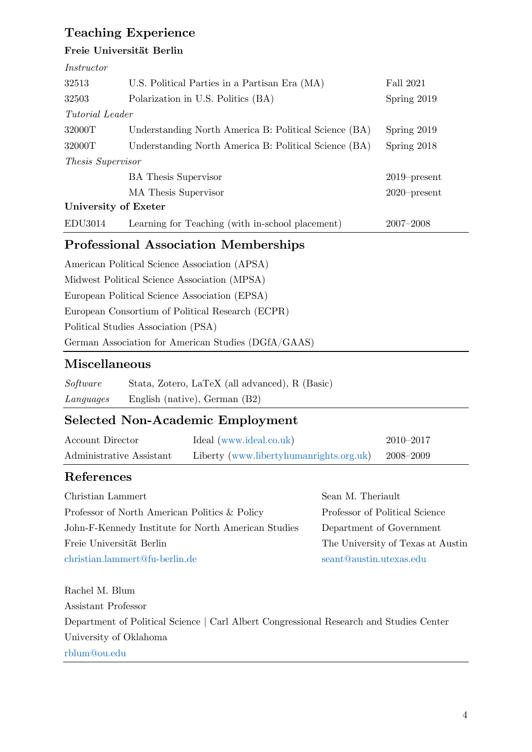## Teaching Experience

### Freie Universität Berlin

| | | |
|---|---|---|
| *Instructor* | | |
| 32513 | U.S. Political Parties in a Partisan Era (MA) | Fall 2021 |
| 32503 | Polarization in U.S. Politics (BA) | Spring 2019 |
| *Tutorial Leader* | | |
| 32000T | Understanding North America B: Political Science (BA) | Spring 2019 |
| 32000T | Understanding North America B: Political Science (BA) | Spring 2018 |
| *Thesis Supervisor* | | |
| | BA Thesis Supervisor | 2019–present |
| | MA Thesis Supervisor | 2020–present |

### University of Exeter

| | | |
|---|---|---|
| EDU3014 | Learning for Teaching (with in-school placement) | 2007–2008 |

## Professional Association Memberships

American Political Science Association (APSA)
Midwest Political Science Association (MPSA)
European Political Science Association (EPSA)
European Consortium of Political Research (ECPR)
Political Studies Association (PSA)
German Association for American Studies (DGfA/GAAS)

## Miscellaneous

| | |
|---|---|
| *Software* | Stata, Zotero, LaTeX (all advanced), R (Basic) |
| *Languages* | English (native), German (B2) |

## Selected Non-Academic Employment

| | | |
|---|---|---|
| Account Director | Ideal (www.ideal.co.uk) | 2010–2017 |
| Administrative Assistant | Liberty (www.libertyhumanrights.org.uk) | 2008–2009 |

## References

Christian Lammert
Professor of North American Politics & Policy
John-F-Kennedy Institute for North American Studies
Freie Universität Berlin
christian.lammert@fu-berlin.de

Sean M. Theriault
Professor of Political Science
Department of Government
The University of Texas at Austin
seant@austin.utexas.edu

Rachel M. Blum
Assistant Professor
Department of Political Science | Carl Albert Congressional Research and Studies Center
University of Oklahoma
rblum@ou.edu